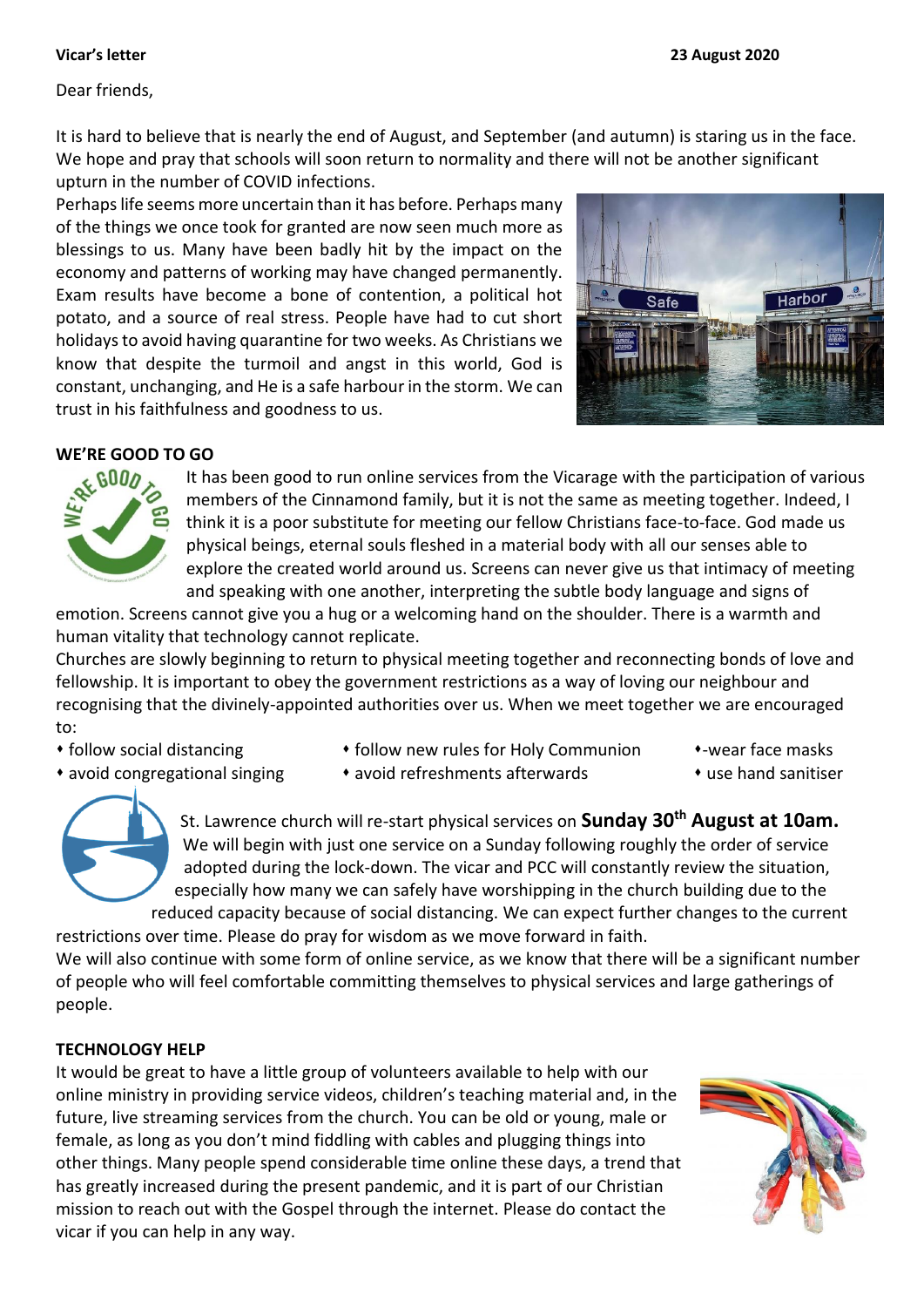**Vicar's letter** **23 August 2020**

Dear friends,

It is hard to believe that is nearly the end of August, and September (and autumn) is staring us in the face. We hope and pray that schools will soon return to normality and there will not be another significant upturn in the number of COVID infections.

Perhaps life seems more uncertain than it has before. Perhaps many of the things we once took for granted are now seen much more as blessings to us. Many have been badly hit by the impact on the economy and patterns of working may have changed permanently. Exam results have become a bone of contention, a political hot potato, and a source of real stress. People have had to cut short holidays to avoid having quarantine for two weeks. As Christians we know that despite the turmoil and angst in this world, God is constant, unchanging, and He is a safe harbour in the storm. We can trust in his faithfulness and goodness to us.

## WE'RE GOOD TO GO

It has been good to run online services from the Vicarage with the participation of various members of the Cinnamond family, but it is not the same as meeting together. Indeed, I think it is a poor substitute for meeting our fellow Christians face-to-face. God made us physical beings, eternal souls fleshed in a material body with all our senses able to explore the created world around us. Screens can never give us that intimacy of meeting and speaking with one another, interpreting the subtle body language and signs of emotion. Screens cannot give you a hug or a welcoming hand on the shoulder. There is a warmth and human vitality that technology cannot replicate.

Churches are slowly beginning to return to physical meeting together and reconnecting bonds of love and fellowship. It is important to obey the government restrictions as a way of loving our neighbour and recognising that the divinely-appointed authorities over us. When we meet together we are encouraged to:

- follow social distancing
- avoid congregational singing
- follow new rules for Holy Communion
- avoid refreshments afterwards
- -wear face masks
- use hand sanitiser

St. Lawrence church will re-start physical services on **Sunday 30th August at 10am.** We will begin with just one service on a Sunday following roughly the order of service adopted during the lock-down. The vicar and PCC will constantly review the situation, especially how many we can safely have worshipping in the church building due to the reduced capacity because of social distancing. We can expect further changes to the current restrictions over time. Please do pray for wisdom as we move forward in faith.

We will also continue with some form of online service, as we know that there will be a significant number of people who will feel comfortable committing themselves to physical services and large gatherings of people.

## TECHNOLOGY HELP

It would be great to have a little group of volunteers available to help with our online ministry in providing service videos, children's teaching material and, in the future, live streaming services from the church. You can be old or young, male or female, as long as you don't mind fiddling with cables and plugging things into other things. Many people spend considerable time online these days, a trend that has greatly increased during the present pandemic, and it is part of our Christian mission to reach out with the Gospel through the internet. Please do contact the vicar if you can help in any way.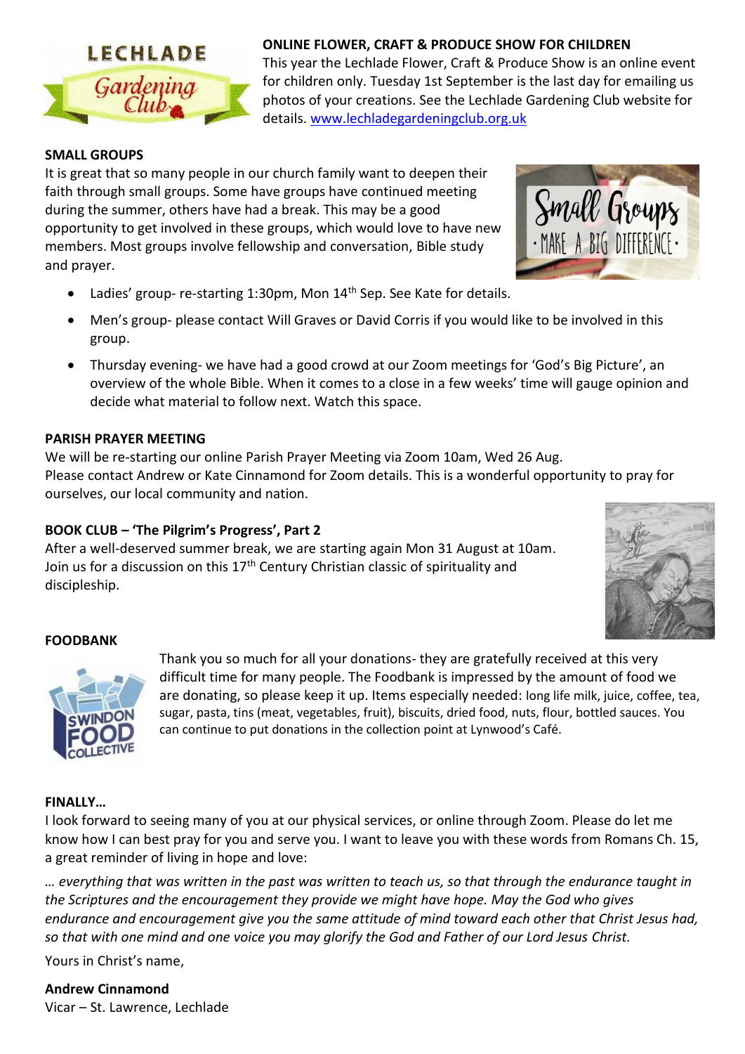## ONLINE FLOWER, CRAFT & PRODUCE SHOW FOR CHILDREN

This year the Lechlade Flower, Craft & Produce Show is an online event for children only. Tuesday 1st September is the last day for emailing us photos of your creations. See the Lechlade Gardening Club website for details. www.lechladegardeningclub.org.uk

## SMALL GROUPS

It is great that so many people in our church family want to deepen their faith through small groups. Some have groups have continued meeting during the summer, others have had a break. This may be a good opportunity to get involved in these groups, which would love to have new members. Most groups involve fellowship and conversation, Bible study and prayer.

- Ladies' group- re-starting 1:30pm, Mon 14th Sep. See Kate for details.
- Men's group- please contact Will Graves or David Corris if you would like to be involved in this group.
- Thursday evening- we have had a good crowd at our Zoom meetings for 'God's Big Picture', an overview of the whole Bible. When it comes to a close in a few weeks' time will gauge opinion and decide what material to follow next. Watch this space.

## PARISH PRAYER MEETING

We will be re-starting our online Parish Prayer Meeting via Zoom 10am, Wed 26 Aug.
Please contact Andrew or Kate Cinnamond for Zoom details. This is a wonderful opportunity to pray for ourselves, our local community and nation.

## BOOK CLUB – 'The Pilgrim's Progress', Part 2

After a well-deserved summer break, we are starting again Mon 31 August at 10am. Join us for a discussion on this 17th Century Christian classic of spirituality and discipleship.

## FOODBANK

Thank you so much for all your donations- they are gratefully received at this very difficult time for many people. The Foodbank is impressed by the amount of food we are donating, so please keep it up. Items especially needed: long life milk, juice, coffee, tea, sugar, pasta, tins (meat, vegetables, fruit), biscuits, dried food, nuts, flour, bottled sauces. You can continue to put donations in the collection point at Lynwood's Café.

## FINALLY…

I look forward to seeing many of you at our physical services, or online through Zoom. Please do let me know how I can best pray for you and serve you. I want to leave you with these words from Romans Ch. 15, a great reminder of living in hope and love:

*… everything that was written in the past was written to teach us, so that through the endurance taught in the Scriptures and the encouragement they provide we might have hope. May the God who gives endurance and encouragement give you the same attitude of mind toward each other that Christ Jesus had, so that with one mind and one voice you may glorify the God and Father of our Lord Jesus Christ.*

Yours in Christ's name,

**Andrew Cinnamond**
Vicar – St. Lawrence, Lechlade